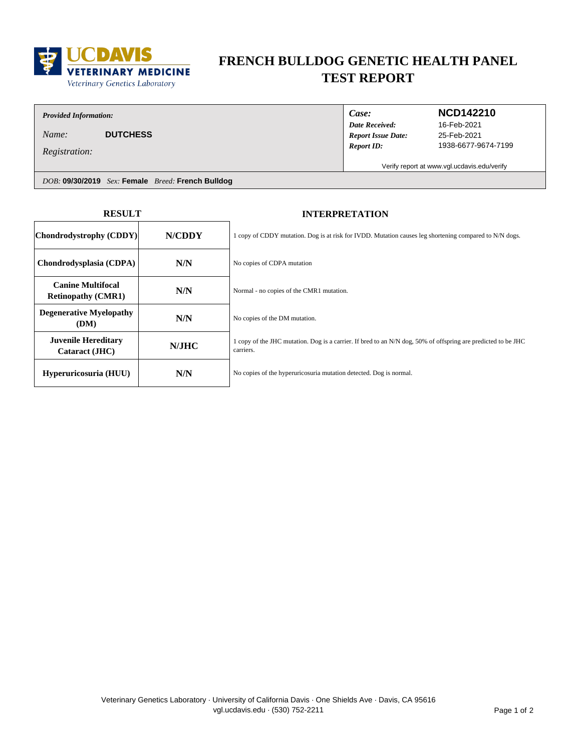UC DAVIS VETERINARY MEDICINE
Veterinary Genetics Laboratory

# FRENCH BULLDOG GENETIC HEALTH PANEL TEST REPORT

*Provided Information:*

*Name:* **DUTCHESS**

*Registration:*

| | |
|---|---|
| *Case:* | **NCD142210** |
| *Date Received:* | 16-Feb-2021 |
| *Report Issue Date:* | 25-Feb-2021 |
| *Report ID:* | 1938-6677-9674-7199 |

Verify report at www.vgl.ucdavis.edu/verify

*DOB:* **09/30/2019** *Sex:* **Female** *Breed:* **French Bulldog**

| RESULT | | INTERPRETATION |
|---|---|---|
| **Chondrodystrophy (CDDY)** | **N/CDDY** | 1 copy of CDDY mutation. Dog is at risk for IVDD. Mutation causes leg shortening compared to N/N dogs. |
| **Chondrodysplasia (CDPA)** | **N/N** | No copies of CDPA mutation |
| **Canine Multifocal Retinopathy (CMR1)** | **N/N** | Normal - no copies of the CMR1 mutation. |
| **Degenerative Myelopathy (DM)** | **N/N** | No copies of the DM mutation. |
| **Juvenile Hereditary Cataract (JHC)** | **N/JHC** | 1 copy of the JHC mutation. Dog is a carrier. If bred to an N/N dog, 50% of offspring are predicted to be JHC carriers. |
| **Hyperuricosuria (HUU)** | **N/N** | No copies of the hyperuricosuria mutation detected. Dog is normal. |

Veterinary Genetics Laboratory · University of California Davis · One Shields Ave · Davis, CA 95616
vgl.ucdavis.edu · (530) 752-2211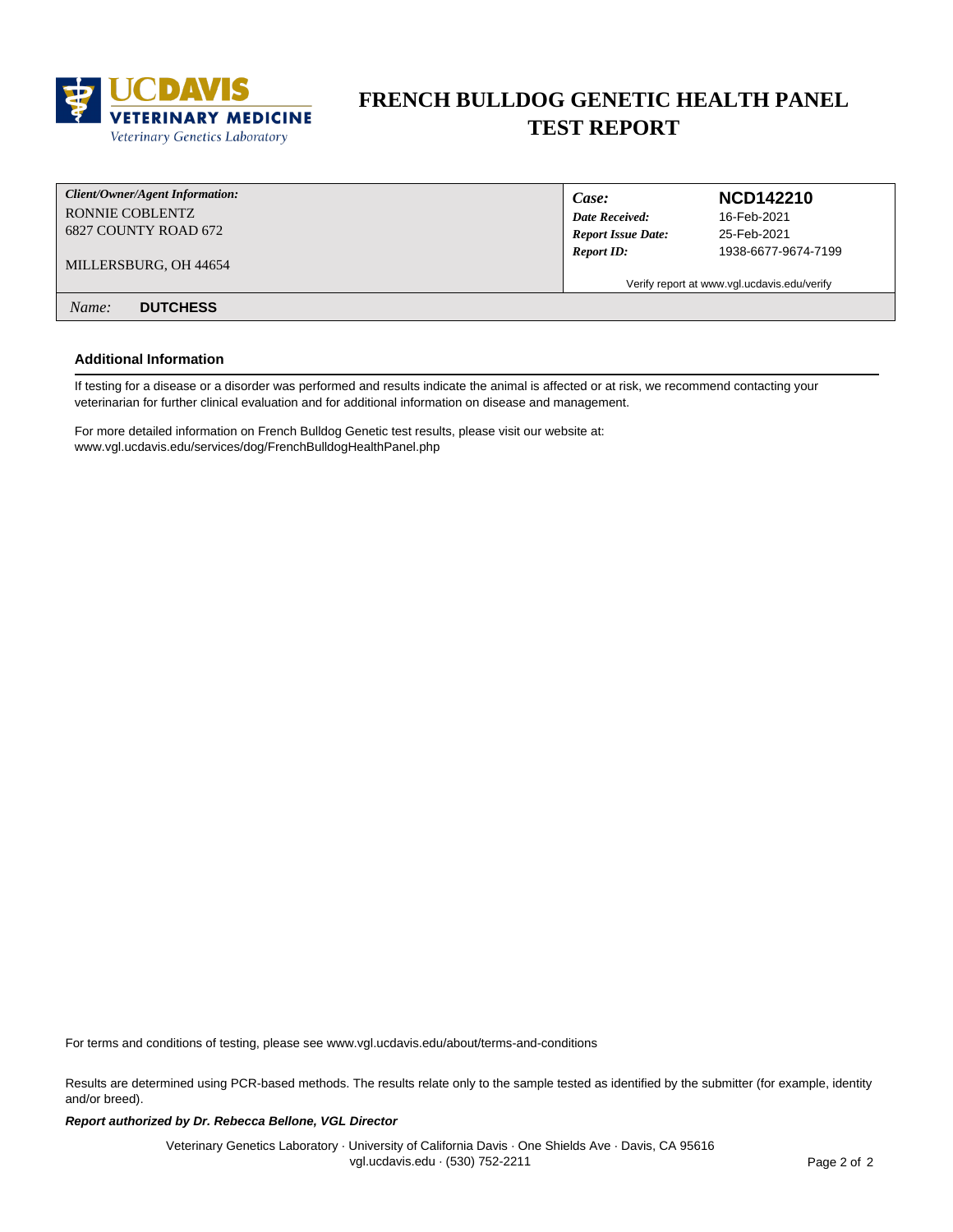# FRENCH BULLDOG GENETIC HEALTH PANEL TEST REPORT

| | |
|---|---|
| ***Client/Owner/Agent Information:*** <br> RONNIE COBLENTZ <br> 6827 COUNTY ROAD 672 <br> MILLERSBURG, OH 44654 | ***Case:*** **NCD142210** <br> ***Date Received:*** 16-Feb-2021 <br> ***Report Issue Date:*** 25-Feb-2021 <br> ***Report ID:*** 1938-6677-9674-7199 <br> Verify report at www.vgl.ucdavis.edu/verify |

*Name:* **DUTCHESS**

### Additional Information

If testing for a disease or a disorder was performed and results indicate the animal is affected or at risk, we recommend contacting your veterinarian for further clinical evaluation and for additional information on disease and management.

For more detailed information on French Bulldog Genetic test results, please visit our website at:
www.vgl.ucdavis.edu/services/dog/FrenchBulldogHealthPanel.php

For terms and conditions of testing, please see www.vgl.ucdavis.edu/about/terms-and-conditions

Results are determined using PCR-based methods. The results relate only to the sample tested as identified by the submitter (for example, identity and/or breed).

***Report authorized by Dr. Rebecca Bellone, VGL Director***

Veterinary Genetics Laboratory · University of California Davis · One Shields Ave · Davis, CA 95616
vgl.ucdavis.edu · (530) 752-2211